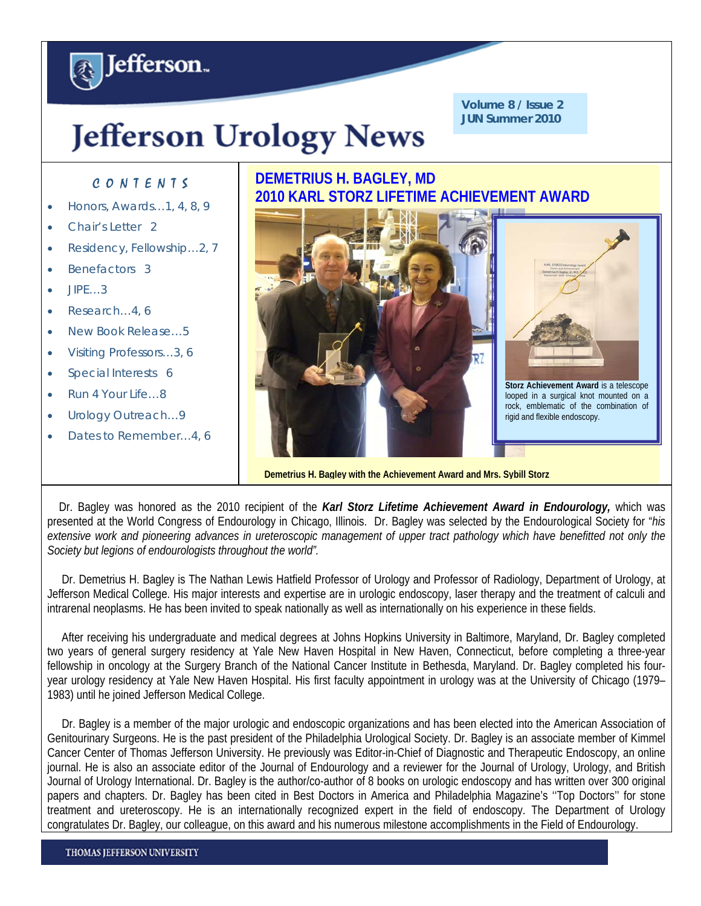# Jefferson Urology News

**Volume 8 / Issue 2**
**JUN Summer 2010**

## CONTENTS

- Honors, Awards…1, 4, 8, 9
- Chair's Letter 2
- Residency, Fellowship…2, 7
- Benefactors 3
- JIPE…3
- Research…4, 6
- New Book Release…5
- Visiting Professors…3, 6
- Special Interests 6
- Run 4 Your Life…8
- Urology Outreach…9
- Dates to Remember…4, 6

## DEMETRIUS H. BAGLEY, MD
## 2010 KARL STORZ LIFETIME ACHIEVEMENT AWARD

**Storz Achievement Award** is a telescope looped in a surgical knot mounted on a rock, emblematic of the combination of rigid and flexible endoscopy.

**Demetrius H. Bagley with the Achievement Award and Mrs. Sybill Storz**

Dr. Bagley was honored as the 2010 recipient of the ***Karl Storz Lifetime Achievement Award in Endourology,*** which was presented at the World Congress of Endourology in Chicago, Illinois. Dr. Bagley was selected by the Endourological Society for "*his extensive work and pioneering advances in ureteroscopic management of upper tract pathology which have benefitted not only the Society but legions of endourologists throughout the world".*

Dr. Demetrius H. Bagley is The Nathan Lewis Hatfield Professor of Urology and Professor of Radiology, Department of Urology, at Jefferson Medical College. His major interests and expertise are in urologic endoscopy, laser therapy and the treatment of calculi and intrarenal neoplasms. He has been invited to speak nationally as well as internationally on his experience in these fields.

After receiving his undergraduate and medical degrees at Johns Hopkins University in Baltimore, Maryland, Dr. Bagley completed two years of general surgery residency at Yale New Haven Hospital in New Haven, Connecticut, before completing a three-year fellowship in oncology at the Surgery Branch of the National Cancer Institute in Bethesda, Maryland. Dr. Bagley completed his four-year urology residency at Yale New Haven Hospital. His first faculty appointment in urology was at the University of Chicago (1979–1983) until he joined Jefferson Medical College.

Dr. Bagley is a member of the major urologic and endoscopic organizations and has been elected into the American Association of Genitourinary Surgeons. He is the past president of the Philadelphia Urological Society. Dr. Bagley is an associate member of Kimmel Cancer Center of Thomas Jefferson University. He previously was Editor-in-Chief of Diagnostic and Therapeutic Endoscopy, an online journal. He is also an associate editor of the Journal of Endourology and a reviewer for the Journal of Urology, Urology, and British Journal of Urology International. Dr. Bagley is the author/co-author of 8 books on urologic endoscopy and has written over 300 original papers and chapters. Dr. Bagley has been cited in Best Doctors in America and Philadelphia Magazine's ''Top Doctors'' for stone treatment and ureteroscopy. He is an internationally recognized expert in the field of endoscopy. The Department of Urology congratulates Dr. Bagley, our colleague, on this award and his numerous milestone accomplishments in the Field of Endourology.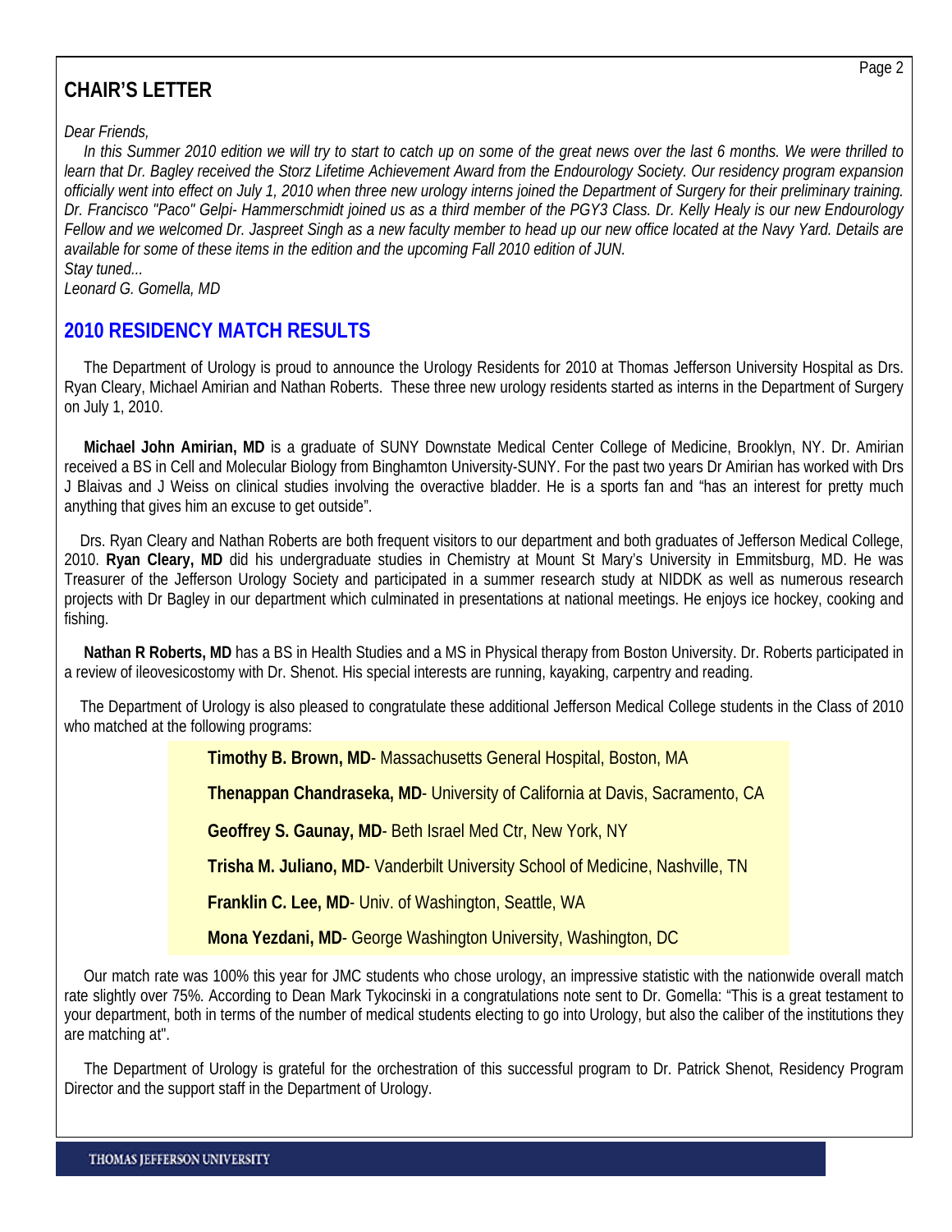## CHAIR'S LETTER

*Dear Friends,*

*In this Summer 2010 edition we will try to start to catch up on some of the great news over the last 6 months. We were thrilled to learn that Dr. Bagley received the Storz Lifetime Achievement Award from the Endourology Society. Our residency program expansion officially went into effect on July 1, 2010 when three new urology interns joined the Department of Surgery for their preliminary training. Dr. Francisco "Paco" Gelpi- Hammerschmidt joined us as a third member of the PGY3 Class. Dr. Kelly Healy is our new Endourology Fellow and we welcomed Dr. Jaspreet Singh as a new faculty member to head up our new office located at the Navy Yard. Details are available for some of these items in the edition and the upcoming Fall 2010 edition of JUN.*

*Stay tuned...*

*Leonard G. Gomella, MD*

## 2010 RESIDENCY MATCH RESULTS

The Department of Urology is proud to announce the Urology Residents for 2010 at Thomas Jefferson University Hospital as Drs. Ryan Cleary, Michael Amirian and Nathan Roberts. These three new urology residents started as interns in the Department of Surgery on July 1, 2010.

**Michael John Amirian, MD** is a graduate of SUNY Downstate Medical Center College of Medicine, Brooklyn, NY. Dr. Amirian received a BS in Cell and Molecular Biology from Binghamton University-SUNY. For the past two years Dr Amirian has worked with Drs J Blaivas and J Weiss on clinical studies involving the overactive bladder. He is a sports fan and "has an interest for pretty much anything that gives him an excuse to get outside".

Drs. Ryan Cleary and Nathan Roberts are both frequent visitors to our department and both graduates of Jefferson Medical College, 2010. **Ryan Cleary, MD** did his undergraduate studies in Chemistry at Mount St Mary's University in Emmitsburg, MD. He was Treasurer of the Jefferson Urology Society and participated in a summer research study at NIDDK as well as numerous research projects with Dr Bagley in our department which culminated in presentations at national meetings. He enjoys ice hockey, cooking and fishing.

**Nathan R Roberts, MD** has a BS in Health Studies and a MS in Physical therapy from Boston University. Dr. Roberts participated in a review of ileovesicostomy with Dr. Shenot. His special interests are running, kayaking, carpentry and reading.

The Department of Urology is also pleased to congratulate these additional Jefferson Medical College students in the Class of 2010 who matched at the following programs:

**Timothy B. Brown, MD**- Massachusetts General Hospital, Boston, MA

**Thenappan Chandraseka, MD**- University of California at Davis, Sacramento, CA

**Geoffrey S. Gaunay, MD**- Beth Israel Med Ctr, New York, NY

**Trisha M. Juliano, MD**- Vanderbilt University School of Medicine, Nashville, TN

**Franklin C. Lee, MD**- Univ. of Washington, Seattle, WA

**Mona Yezdani, MD**- George Washington University, Washington, DC

Our match rate was 100% this year for JMC students who chose urology, an impressive statistic with the nationwide overall match rate slightly over 75%. According to Dean Mark Tykocinski in a congratulations note sent to Dr. Gomella: "This is a great testament to your department, both in terms of the number of medical students electing to go into Urology, but also the caliber of the institutions they are matching at".

The Department of Urology is grateful for the orchestration of this successful program to Dr. Patrick Shenot, Residency Program Director and the support staff in the Department of Urology.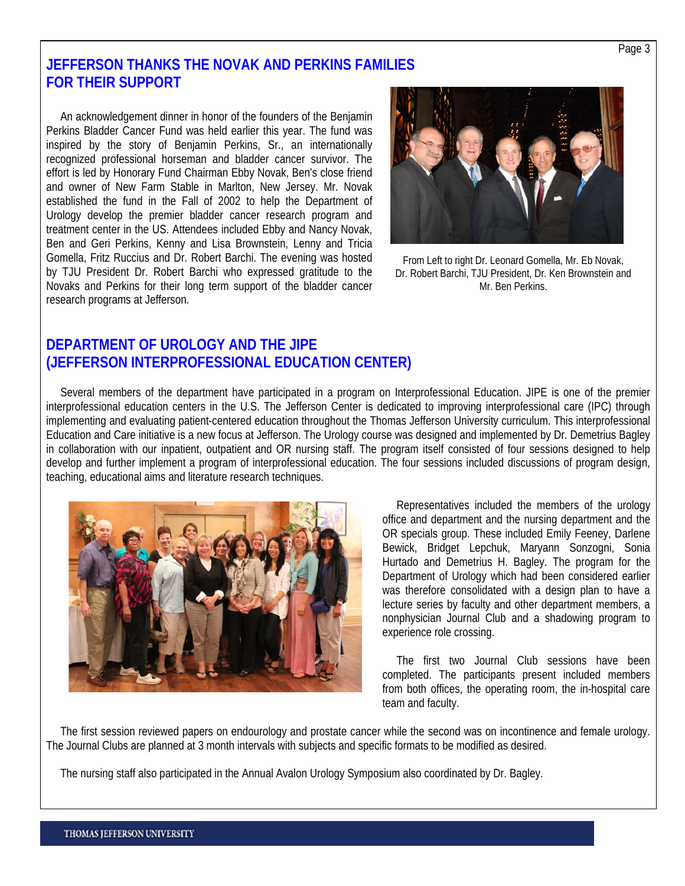## JEFFERSON THANKS THE NOVAK AND PERKINS FAMILIES FOR THEIR SUPPORT

An acknowledgement dinner in honor of the founders of the Benjamin Perkins Bladder Cancer Fund was held earlier this year. The fund was inspired by the story of Benjamin Perkins, Sr., an internationally recognized professional horseman and bladder cancer survivor. The effort is led by Honorary Fund Chairman Ebby Novak, Ben's close friend and owner of New Farm Stable in Marlton, New Jersey. Mr. Novak established the fund in the Fall of 2002 to help the Department of Urology develop the premier bladder cancer research program and treatment center in the US. Attendees included Ebby and Nancy Novak, Ben and Geri Perkins, Kenny and Lisa Brownstein, Lenny and Tricia Gomella, Fritz Ruccius and Dr. Robert Barchi. The evening was hosted by TJU President Dr. Robert Barchi who expressed gratitude to the Novaks and Perkins for their long term support of the bladder cancer research programs at Jefferson.

From Left to right Dr. Leonard Gomella, Mr. Eb Novak, Dr. Robert Barchi, TJU President, Dr. Ken Brownstein and Mr. Ben Perkins.

## DEPARTMENT OF UROLOGY AND THE JIPE (JEFFERSON INTERPROFESSIONAL EDUCATION CENTER)

Several members of the department have participated in a program on Interprofessional Education. JIPE is one of the premier interprofessional education centers in the U.S. The Jefferson Center is dedicated to improving interprofessional care (IPC) through implementing and evaluating patient-centered education throughout the Thomas Jefferson University curriculum. This interprofessional Education and Care initiative is a new focus at Jefferson. The Urology course was designed and implemented by Dr. Demetrius Bagley in collaboration with our inpatient, outpatient and OR nursing staff. The program itself consisted of four sessions designed to help develop and further implement a program of interprofessional education. The four sessions included discussions of program design, teaching, educational aims and literature research techniques.

Representatives included the members of the urology office and department and the nursing department and the OR specials group. These included Emily Feeney, Darlene Bewick, Bridget Lepchuk, Maryann Sonzogni, Sonia Hurtado and Demetrius H. Bagley. The program for the Department of Urology which had been considered earlier was therefore consolidated with a design plan to have a lecture series by faculty and other department members, a nonphysician Journal Club and a shadowing program to experience role crossing.

The first two Journal Club sessions have been completed. The participants present included members from both offices, the operating room, the in-hospital care team and faculty.

The first session reviewed papers on endourology and prostate cancer while the second was on incontinence and female urology. The Journal Clubs are planned at 3 month intervals with subjects and specific formats to be modified as desired.

The nursing staff also participated in the Annual Avalon Urology Symposium also coordinated by Dr. Bagley.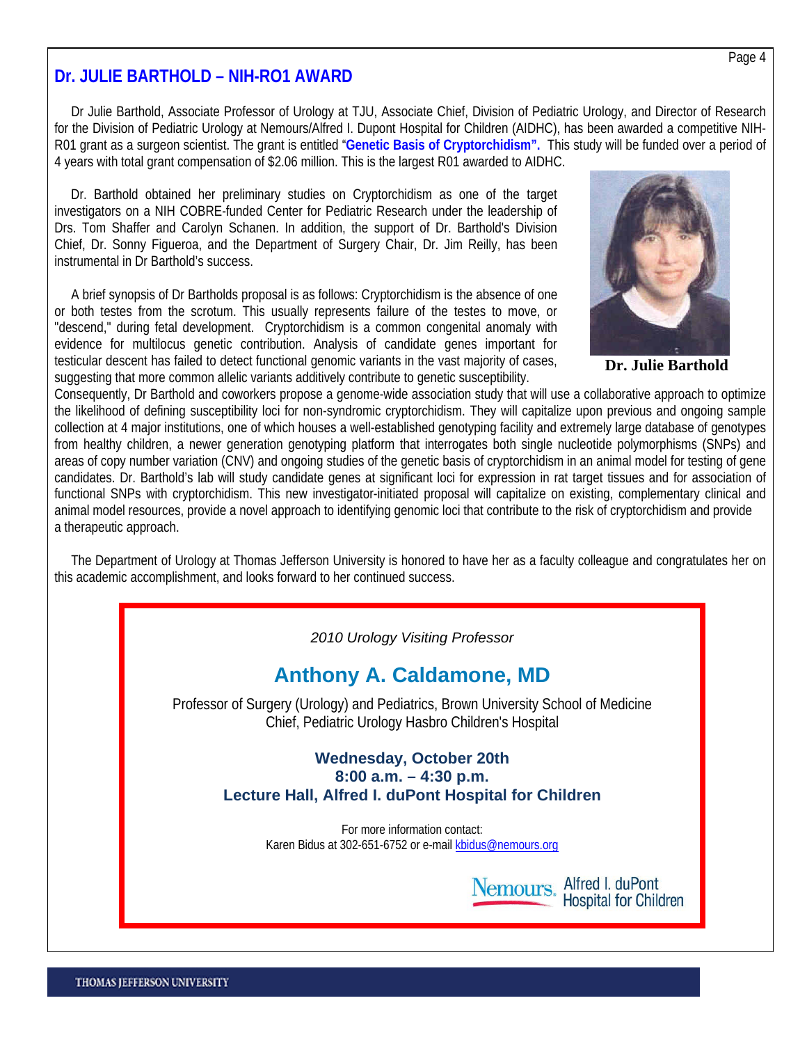## Dr. JULIE BARTHOLD – NIH-RO1 AWARD

Dr Julie Barthold, Associate Professor of Urology at TJU, Associate Chief, Division of Pediatric Urology, and Director of Research for the Division of Pediatric Urology at Nemours/Alfred I. Dupont Hospital for Children (AIDHC), has been awarded a competitive NIH-R01 grant as a surgeon scientist. The grant is entitled "**Genetic Basis of Cryptorchidism".** This study will be funded over a period of 4 years with total grant compensation of $2.06 million. This is the largest R01 awarded to AIDHC.

Dr. Barthold obtained her preliminary studies on Cryptorchidism as one of the target investigators on a NIH COBRE-funded Center for Pediatric Research under the leadership of Drs. Tom Shaffer and Carolyn Schanen. In addition, the support of Dr. Barthold's Division Chief, Dr. Sonny Figueroa, and the Department of Surgery Chair, Dr. Jim Reilly, has been instrumental in Dr Barthold's success.

**Dr. Julie Barthold**

A brief synopsis of Dr Bartholds proposal is as follows: Cryptorchidism is the absence of one or both testes from the scrotum. This usually represents failure of the testes to move, or "descend," during fetal development. Cryptorchidism is a common congenital anomaly with evidence for multilocus genetic contribution. Analysis of candidate genes important for testicular descent has failed to detect functional genomic variants in the vast majority of cases, suggesting that more common allelic variants additively contribute to genetic susceptibility. Consequently, Dr Barthold and coworkers propose a genome-wide association study that will use a collaborative approach to optimize the likelihood of defining susceptibility loci for non-syndromic cryptorchidism. They will capitalize upon previous and ongoing sample collection at 4 major institutions, one of which houses a well-established genotyping facility and extremely large database of genotypes from healthy children, a newer generation genotyping platform that interrogates both single nucleotide polymorphisms (SNPs) and areas of copy number variation (CNV) and ongoing studies of the genetic basis of cryptorchidism in an animal model for testing of gene candidates. Dr. Barthold's lab will study candidate genes at significant loci for expression in rat target tissues and for association of functional SNPs with cryptorchidism. This new investigator-initiated proposal will capitalize on existing, complementary clinical and animal model resources, provide a novel approach to identifying genomic loci that contribute to the risk of cryptorchidism and provide a therapeutic approach.

The Department of Urology at Thomas Jefferson University is honored to have her as a faculty colleague and congratulates her on this academic accomplishment, and looks forward to her continued success.

---

*2010 Urology Visiting Professor*

### Anthony A. Caldamone, MD

Professor of Surgery (Urology) and Pediatrics, Brown University School of Medicine
Chief, Pediatric Urology Hasbro Children's Hospital

**Wednesday, October 20th**
**8:00 a.m. – 4:30 p.m.**
**Lecture Hall, Alfred I. duPont Hospital for Children**

For more information contact:
Karen Bidus at 302-651-6752 or e-mail kbidus@nemours.org

Nemours. Alfred I. duPont Hospital for Children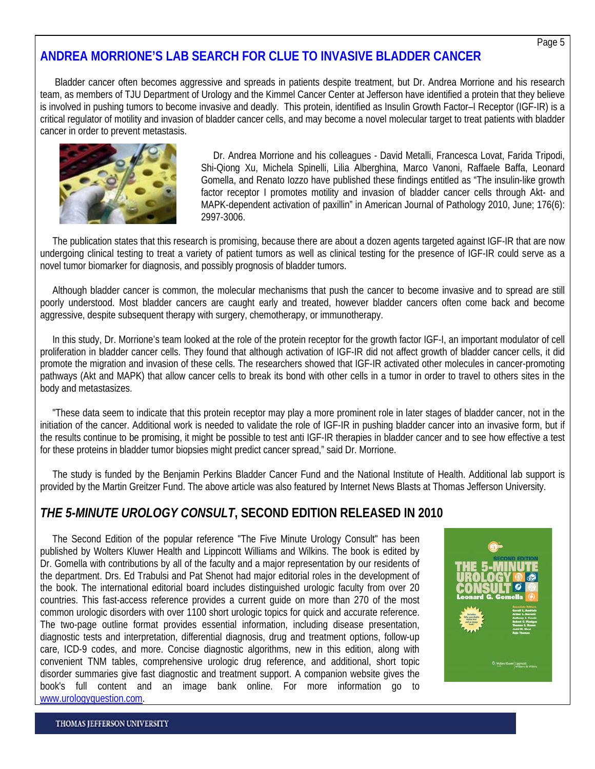## ANDREA MORRIONE'S LAB SEARCH FOR CLUE TO INVASIVE BLADDER CANCER

Bladder cancer often becomes aggressive and spreads in patients despite treatment, but Dr. Andrea Morrione and his research team, as members of TJU Department of Urology and the Kimmel Cancer Center at Jefferson have identified a protein that they believe is involved in pushing tumors to become invasive and deadly. This protein, identified as Insulin Growth Factor–I Receptor (IGF-IR) is a critical regulator of motility and invasion of bladder cancer cells, and may become a novel molecular target to treat patients with bladder cancer in order to prevent metastasis.

Dr. Andrea Morrione and his colleagues - David Metalli, Francesca Lovat, Farida Tripodi, Shi-Qiong Xu, Michela Spinelli, Lilia Alberghina, Marco Vanoni, Raffaele Baffa, Leonard Gomella, and Renato Iozzo have published these findings entitled as "The insulin-like growth factor receptor I promotes motility and invasion of bladder cancer cells through Akt- and MAPK-dependent activation of paxillin" in American Journal of Pathology 2010, June; 176(6): 2997-3006.

The publication states that this research is promising, because there are about a dozen agents targeted against IGF-IR that are now undergoing clinical testing to treat a variety of patient tumors as well as clinical testing for the presence of IGF-IR could serve as a novel tumor biomarker for diagnosis, and possibly prognosis of bladder tumors.

Although bladder cancer is common, the molecular mechanisms that push the cancer to become invasive and to spread are still poorly understood. Most bladder cancers are caught early and treated, however bladder cancers often come back and become aggressive, despite subsequent therapy with surgery, chemotherapy, or immunotherapy.

In this study, Dr. Morrione's team looked at the role of the protein receptor for the growth factor IGF-I, an important modulator of cell proliferation in bladder cancer cells. They found that although activation of IGF-IR did not affect growth of bladder cancer cells, it did promote the migration and invasion of these cells. The researchers showed that IGF-IR activated other molecules in cancer-promoting pathways (Akt and MAPK) that allow cancer cells to break its bond with other cells in a tumor in order to travel to others sites in the body and metastasizes.

"These data seem to indicate that this protein receptor may play a more prominent role in later stages of bladder cancer, not in the initiation of the cancer. Additional work is needed to validate the role of IGF-IR in pushing bladder cancer into an invasive form, but if the results continue to be promising, it might be possible to test anti IGF-IR therapies in bladder cancer and to see how effective a test for these proteins in bladder tumor biopsies might predict cancer spread," said Dr. Morrione.

The study is funded by the Benjamin Perkins Bladder Cancer Fund and the National Institute of Health. Additional lab support is provided by the Martin Greitzer Fund. The above article was also featured by Internet News Blasts at Thomas Jefferson University.

## *THE 5-MINUTE UROLOGY CONSULT*, SECOND EDITION RELEASED IN 2010

The Second Edition of the popular reference "The Five Minute Urology Consult" has been published by Wolters Kluwer Health and Lippincott Williams and Wilkins. The book is edited by Dr. Gomella with contributions by all of the faculty and a major representation by our residents of the department. Drs. Ed Trabulsi and Pat Shenot had major editorial roles in the development of the book. The international editorial board includes distinguished urologic faculty from over 20 countries. This fast-access reference provides a current guide on more than 270 of the most common urologic disorders with over 1100 short urologic topics for quick and accurate reference. The two-page outline format provides essential information, including disease presentation, diagnostic tests and interpretation, differential diagnosis, drug and treatment options, follow-up care, ICD-9 codes, and more. Concise diagnostic algorithms, new in this edition, along with convenient TNM tables, comprehensive urologic drug reference, and additional, short topic disorder summaries give fast diagnostic and treatment support. A companion website gives the book's full content and an image bank online. For more information go to [www.urologyquestion.com](http://www.urologyquestion.com).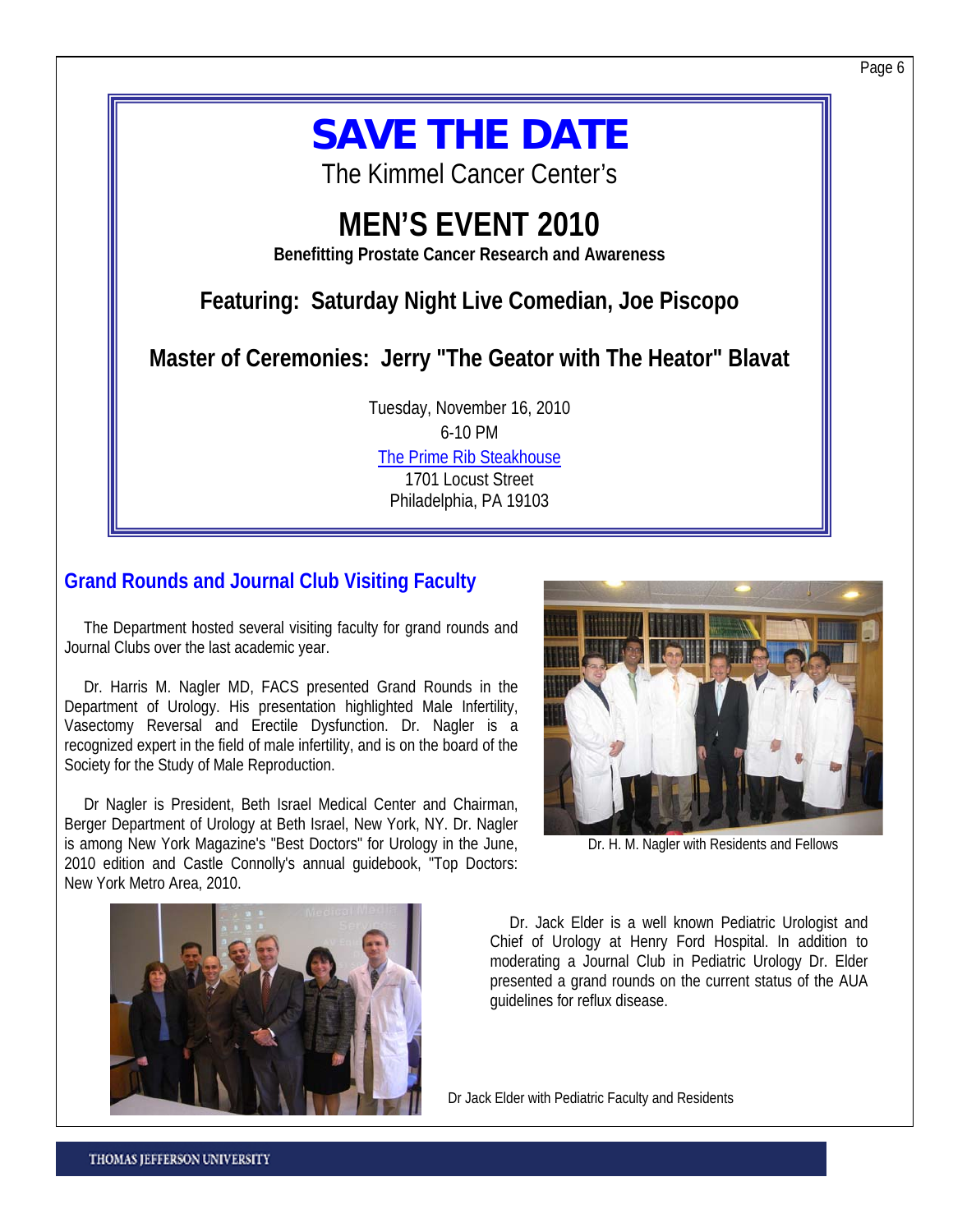# SAVE THE DATE

The Kimmel Cancer Center's

## MEN'S EVENT 2010

**Benefitting Prostate Cancer Research and Awareness**

**Featuring: Saturday Night Live Comedian, Joe Piscopo**

**Master of Ceremonies: Jerry "The Geator with The Heator" Blavat**

Tuesday, November 16, 2010
6-10 PM
The Prime Rib Steakhouse
1701 Locust Street
Philadelphia, PA 19103

## Grand Rounds and Journal Club Visiting Faculty

The Department hosted several visiting faculty for grand rounds and Journal Clubs over the last academic year.

Dr. Harris M. Nagler MD, FACS presented Grand Rounds in the Department of Urology. His presentation highlighted Male Infertility, Vasectomy Reversal and Erectile Dysfunction. Dr. Nagler is a recognized expert in the field of male infertility, and is on the board of the Society for the Study of Male Reproduction.

Dr Nagler is President, Beth Israel Medical Center and Chairman, Berger Department of Urology at Beth Israel, New York, NY. Dr. Nagler is among New York Magazine's "Best Doctors" for Urology in the June, 2010 edition and Castle Connolly's annual guidebook, "Top Doctors: New York Metro Area, 2010.

Dr. H. M. Nagler with Residents and Fellows

Dr. Jack Elder is a well known Pediatric Urologist and Chief of Urology at Henry Ford Hospital. In addition to moderating a Journal Club in Pediatric Urology Dr. Elder presented a grand rounds on the current status of the AUA guidelines for reflux disease.

Dr Jack Elder with Pediatric Faculty and Residents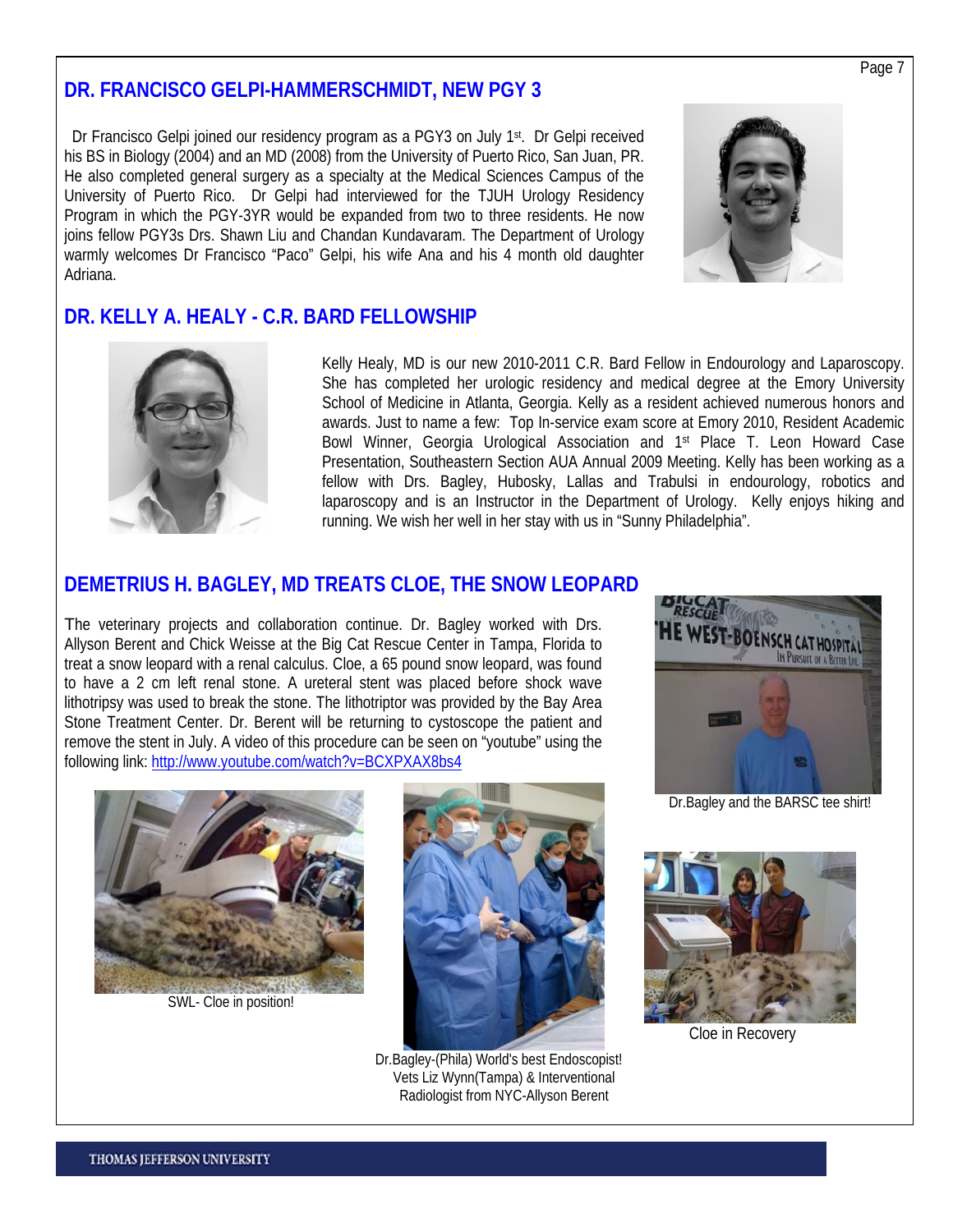## DR. FRANCISCO GELPI-HAMMERSCHMIDT, NEW PGY 3

Dr Francisco Gelpi joined our residency program as a PGY3 on July 1st. Dr Gelpi received his BS in Biology (2004) and an MD (2008) from the University of Puerto Rico, San Juan, PR. He also completed general surgery as a specialty at the Medical Sciences Campus of the University of Puerto Rico. Dr Gelpi had interviewed for the TJUH Urology Residency Program in which the PGY-3YR would be expanded from two to three residents. He now joins fellow PGY3s Drs. Shawn Liu and Chandan Kundavaram. The Department of Urology warmly welcomes Dr Francisco "Paco" Gelpi, his wife Ana and his 4 month old daughter Adriana.

## DR. KELLY A. HEALY - C.R. BARD FELLOWSHIP

Kelly Healy, MD is our new 2010-2011 C.R. Bard Fellow in Endourology and Laparoscopy. She has completed her urologic residency and medical degree at the Emory University School of Medicine in Atlanta, Georgia. Kelly as a resident achieved numerous honors and awards. Just to name a few: Top In-service exam score at Emory 2010, Resident Academic Bowl Winner, Georgia Urological Association and 1st Place T. Leon Howard Case Presentation, Southeastern Section AUA Annual 2009 Meeting. Kelly has been working as a fellow with Drs. Bagley, Hubosky, Lallas and Trabulsi in endourology, robotics and laparoscopy and is an Instructor in the Department of Urology. Kelly enjoys hiking and running. We wish her well in her stay with us in "Sunny Philadelphia".

## DEMETRIUS H. BAGLEY, MD TREATS CLOE, THE SNOW LEOPARD

The veterinary projects and collaboration continue. Dr. Bagley worked with Drs. Allyson Berent and Chick Weisse at the Big Cat Rescue Center in Tampa, Florida to treat a snow leopard with a renal calculus. Cloe, a 65 pound snow leopard, was found to have a 2 cm left renal stone. A ureteral stent was placed before shock wave lithotripsy was used to break the stone. The lithotriptor was provided by the Bay Area Stone Treatment Center. Dr. Berent will be returning to cystoscope the patient and remove the stent in July. A video of this procedure can be seen on "youtube" using the following link: http://www.youtube.com/watch?v=BCXPXAX8bs4

Dr.Bagley and the BARSC tee shirt!

SWL- Cloe in position!

Dr.Bagley-(Phila) World's best Endoscopist! Vets Liz Wynn(Tampa) & Interventional Radiologist from NYC-Allyson Berent

Cloe in Recovery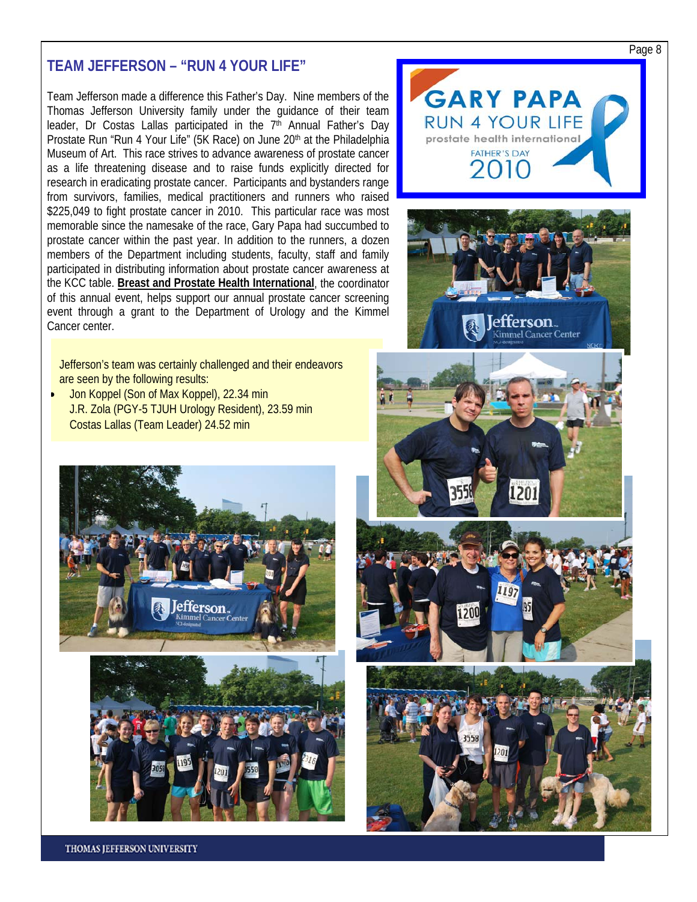## TEAM JEFFERSON – "RUN 4 YOUR LIFE"

Team Jefferson made a difference this Father's Day. Nine members of the Thomas Jefferson University family under the guidance of their team leader, Dr Costas Lallas participated in the 7th Annual Father's Day Prostate Run "Run 4 Your Life" (5K Race) on June 20th at the Philadelphia Museum of Art. This race strives to advance awareness of prostate cancer as a life threatening disease and to raise funds explicitly directed for research in eradicating prostate cancer. Participants and bystanders range from survivors, families, medical practitioners and runners who raised $225,049 to fight prostate cancer in 2010. This particular race was most memorable since the namesake of the race, Gary Papa had succumbed to prostate cancer within the past year. In addition to the runners, a dozen members of the Department including students, faculty, staff and family participated in distributing information about prostate cancer awareness at the KCC table. **Breast and Prostate Health International**, the coordinator of this annual event, helps support our annual prostate cancer screening event through a grant to the Department of Urology and the Kimmel Cancer center.

Jefferson's team was certainly challenged and their endeavors are seen by the following results:

- Jon Koppel (Son of Max Koppel), 22.34 min
  J.R. Zola (PGY-5 TJUH Urology Resident), 23.59 min
  Costas Lallas (Team Leader) 24.52 min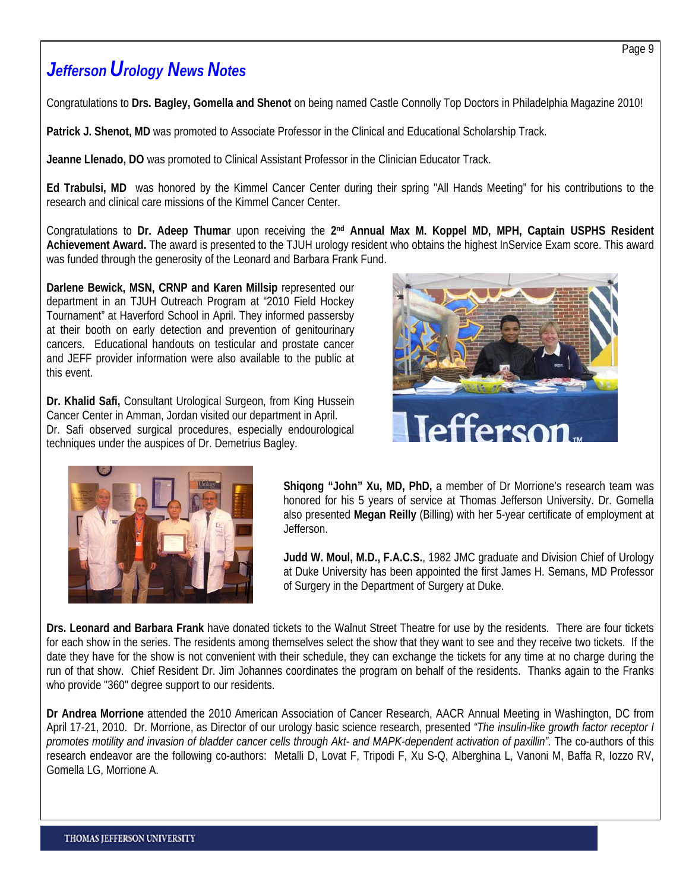# *Jefferson Urology News Notes*

Congratulations to **Drs. Bagley, Gomella and Shenot** on being named Castle Connolly Top Doctors in Philadelphia Magazine 2010!

**Patrick J. Shenot, MD** was promoted to Associate Professor in the Clinical and Educational Scholarship Track.

**Jeanne Llenado, DO** was promoted to Clinical Assistant Professor in the Clinician Educator Track.

**Ed Trabulsi, MD** was honored by the Kimmel Cancer Center during their spring "All Hands Meeting" for his contributions to the research and clinical care missions of the Kimmel Cancer Center.

Congratulations to **Dr. Adeep Thumar** upon receiving the **2nd Annual Max M. Koppel MD, MPH, Captain USPHS Resident Achievement Award.** The award is presented to the TJUH urology resident who obtains the highest InService Exam score. This award was funded through the generosity of the Leonard and Barbara Frank Fund.

**Darlene Bewick, MSN, CRNP and Karen Millsip** represented our department in an TJUH Outreach Program at "2010 Field Hockey Tournament" at Haverford School in April. They informed passersby at their booth on early detection and prevention of genitourinary cancers. Educational handouts on testicular and prostate cancer and JEFF provider information were also available to the public at this event.

**Dr. Khalid Safi,** Consultant Urological Surgeon, from King Hussein Cancer Center in Amman, Jordan visited our department in April. Dr. Safi observed surgical procedures, especially endourological techniques under the auspices of Dr. Demetrius Bagley.

**Shiqong "John" Xu, MD, PhD,** a member of Dr Morrione's research team was honored for his 5 years of service at Thomas Jefferson University. Dr. Gomella also presented **Megan Reilly** (Billing) with her 5-year certificate of employment at Jefferson.

**Judd W. Moul, M.D., F.A.C.S.**, 1982 JMC graduate and Division Chief of Urology at Duke University has been appointed the first James H. Semans, MD Professor of Surgery in the Department of Surgery at Duke.

**Drs. Leonard and Barbara Frank** have donated tickets to the Walnut Street Theatre for use by the residents. There are four tickets for each show in the series. The residents among themselves select the show that they want to see and they receive two tickets. If the date they have for the show is not convenient with their schedule, they can exchange the tickets for any time at no charge during the run of that show. Chief Resident Dr. Jim Johannes coordinates the program on behalf of the residents. Thanks again to the Franks who provide "360" degree support to our residents.

**Dr Andrea Morrione** attended the 2010 American Association of Cancer Research, AACR Annual Meeting in Washington, DC from April 17-21, 2010. Dr. Morrione, as Director of our urology basic science research, presented *"The insulin-like growth factor receptor I promotes motility and invasion of bladder cancer cells through Akt- and MAPK-dependent activation of paxillin".* The co-authors of this research endeavor are the following co-authors: Metalli D, Lovat F, Tripodi F, Xu S-Q, Alberghina L, Vanoni M, Baffa R, Iozzo RV, Gomella LG, Morrione A.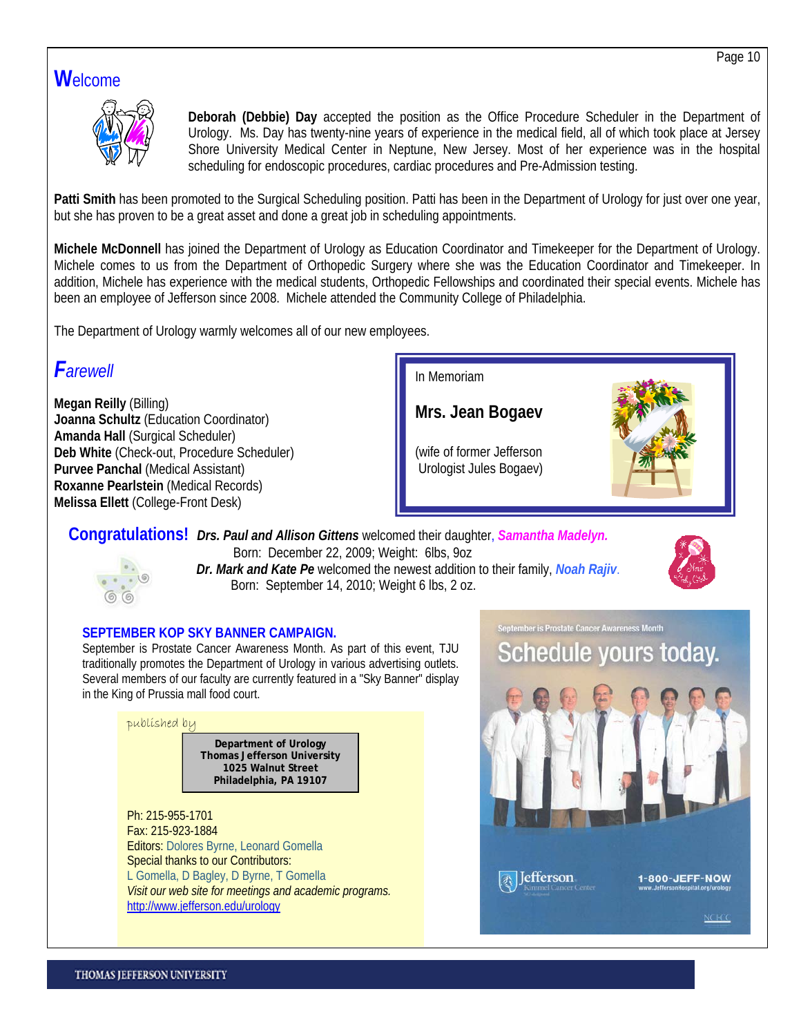## Welcome

**Deborah (Debbie) Day** accepted the position as the Office Procedure Scheduler in the Department of Urology. Ms. Day has twenty-nine years of experience in the medical field, all of which took place at Jersey Shore University Medical Center in Neptune, New Jersey. Most of her experience was in the hospital scheduling for endoscopic procedures, cardiac procedures and Pre-Admission testing.

**Patti Smith** has been promoted to the Surgical Scheduling position. Patti has been in the Department of Urology for just over one year, but she has proven to be a great asset and done a great job in scheduling appointments.

**Michele McDonnell** has joined the Department of Urology as Education Coordinator and Timekeeper for the Department of Urology. Michele comes to us from the Department of Orthopedic Surgery where she was the Education Coordinator and Timekeeper. In addition, Michele has experience with the medical students, Orthopedic Fellowships and coordinated their special events. Michele has been an employee of Jefferson since 2008. Michele attended the Community College of Philadelphia.

The Department of Urology warmly welcomes all of our new employees.

## *Farewell*

**Megan Reilly** (Billing)
**Joanna Schultz** (Education Coordinator)
**Amanda Hall** (Surgical Scheduler)
**Deb White** (Check-out, Procedure Scheduler)
**Purvee Panchal** (Medical Assistant)
**Roxanne Pearlstein** (Medical Records)
**Melissa Ellett** (College-Front Desk)

In Memoriam

**Mrs. Jean Bogaev**

(wife of former Jefferson Urologist Jules Bogaev)

## Congratulations!

***Drs. Paul and Allison Gittens*** welcomed their daughter, ***Samantha Madelyn.***
Born: December 22, 2009; Weight: 6lbs, 9oz

***Dr. Mark and Kate Pe*** welcomed the newest addition to their family, ***Noah Rajiv***.
Born: September 14, 2010; Weight 6 lbs, 2 oz.

### SEPTEMBER KOP SKY BANNER CAMPAIGN.

September is Prostate Cancer Awareness Month. As part of this event, TJU traditionally promotes the Department of Urology in various advertising outlets. Several members of our faculty are currently featured in a "Sky Banner" display in the King of Prussia mall food court.

September is Prostate Cancer Awareness Month
Schedule yours today.
Jefferson Kimmel Cancer Center
1-800-JEFF-NOW
www.JeffersonHospital.org/urology

published by

**Department of Urology**
**Thomas Jefferson University**
**1025 Walnut Street**
**Philadelphia, PA 19107**

Ph: 215-955-1701
Fax: 215-923-1884
Editors: Dolores Byrne, Leonard Gomella
Special thanks to our Contributors:
L Gomella, D Bagley, D Byrne, T Gomella
*Visit our web site for meetings and academic programs.*
http://www.jefferson.edu/urology